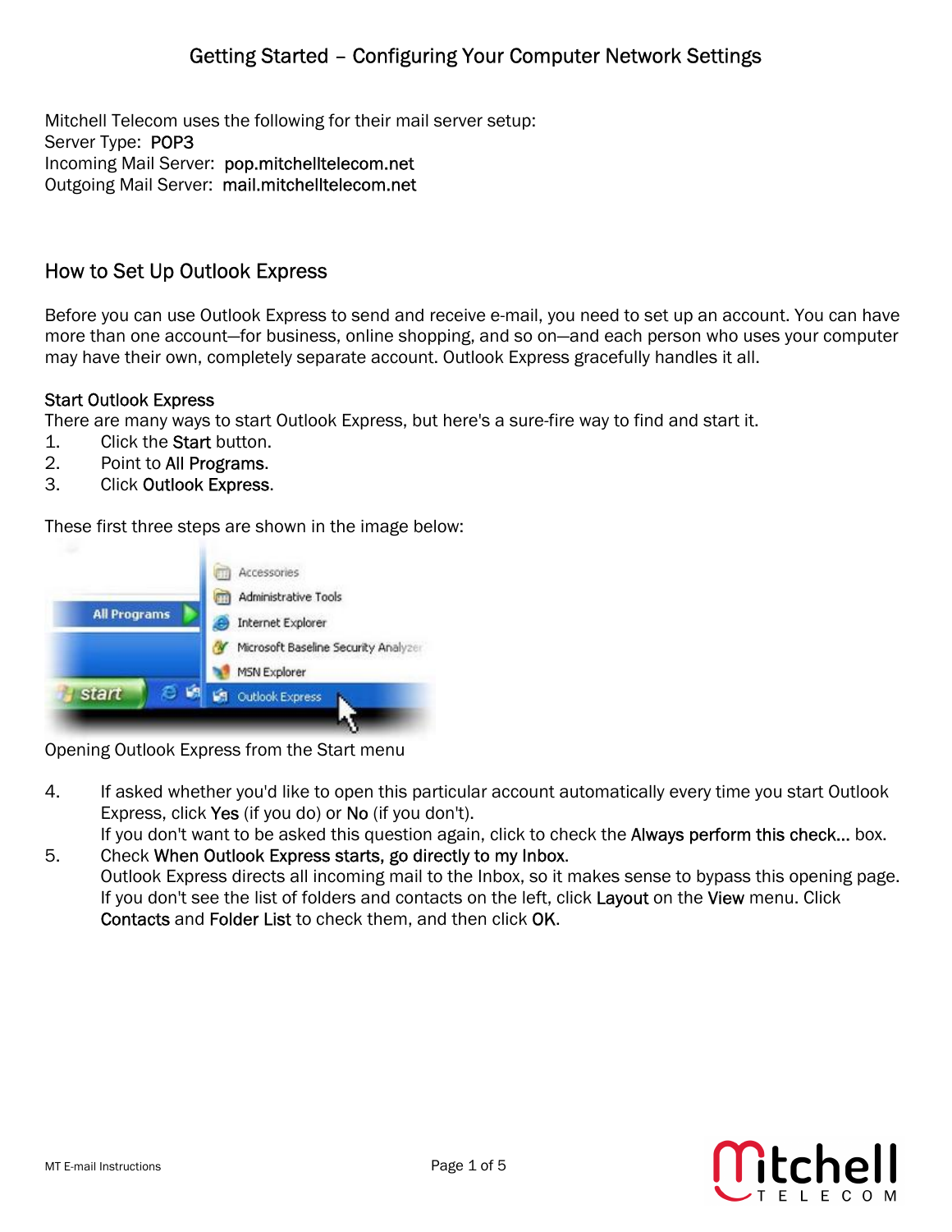# Getting Started – Configuring Your Computer Network Settings

Mitchell Telecom uses the following for their mail server setup:
Server Type: POP3
Incoming Mail Server: pop.mitchelltelecom.net
Outgoing Mail Server: mail.mitchelltelecom.net

## How to Set Up Outlook Express

Before you can use Outlook Express to send and receive e-mail, you need to set up an account. You can have more than one account—for business, online shopping, and so on—and each person who uses your computer may have their own, completely separate account. Outlook Express gracefully handles it all.

### Start Outlook Express

There are many ways to start Outlook Express, but here's a sure-fire way to find and start it.

1. Click the **Start** button.
2. Point to **All Programs**.
3. Click **Outlook Express**.

These first three steps are shown in the image below:

Opening Outlook Express from the Start menu

4. If asked whether you'd like to open this particular account automatically every time you start Outlook Express, click **Yes** (if you do) or **No** (if you don't).
   If you don't want to be asked this question again, click to check the **Always perform this check...** box.
5. Check **When Outlook Express starts, go directly to my Inbox**.
   Outlook Express directs all incoming mail to the Inbox, so it makes sense to bypass this opening page. If you don't see the list of folders and contacts on the left, click **Layout** on the **View** menu. Click **Contacts** and **Folder List** to check them, and then click **OK**.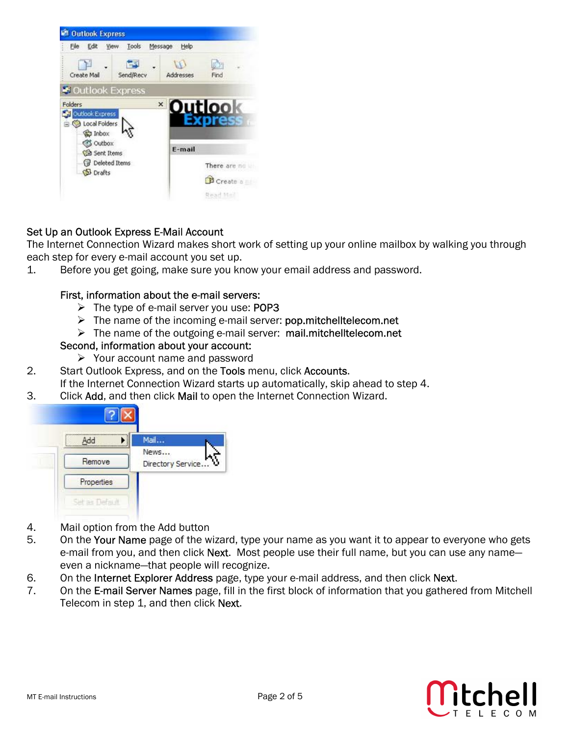## Set Up an Outlook Express E-Mail Account

The Internet Connection Wizard makes short work of setting up your online mailbox by walking you through each step for every e-mail account you set up.

1. Before you get going, make sure you know your email address and password.

   **First, information about the e-mail servers:**

   - The type of e-mail server you use: **POP3**
   - The name of the incoming e-mail server: **pop.mitchelltelecom.net**
   - The name of the outgoing e-mail server: **mail.mitchelltelecom.net**

   **Second, information about your account:**

   - Your account name and password

2. Start Outlook Express, and on the **Tools** menu, click **Accounts**.
   If the Internet Connection Wizard starts up automatically, skip ahead to step 4.
3. Click **Add**, and then click **Mail** to open the Internet Connection Wizard.
4. Mail option from the Add button
5. On the **Your Name** page of the wizard, type your name as you want it to appear to everyone who gets e-mail from you, and then click **Next**. Most people use their full name, but you can use any name—even a nickname—that people will recognize.
6. On the **Internet Explorer Address** page, type your e-mail address, and then click **Next**.
7. On the **E-mail Server Names** page, fill in the first block of information that you gathered from Mitchell Telecom in step 1, and then click **Next**.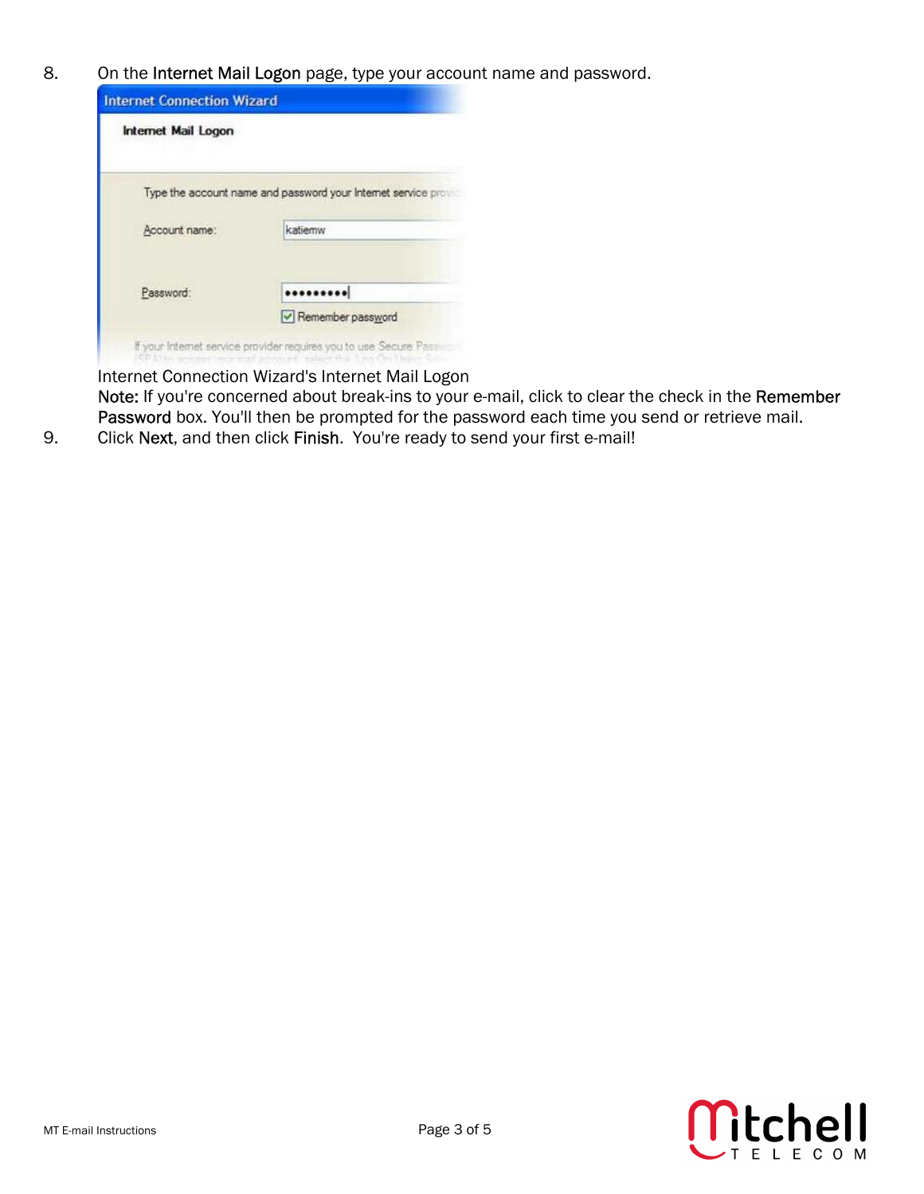8. On the **Internet Mail Logon** page, type your account name and password.

   Internet Connection Wizard's Internet Mail Logon

   **Note:** If you're concerned about break-ins to your e-mail, click to clear the check in the **Remember Password** box. You'll then be prompted for the password each time you send or retrieve mail.

9. Click **Next**, and then click **Finish**. You're ready to send your first e-mail!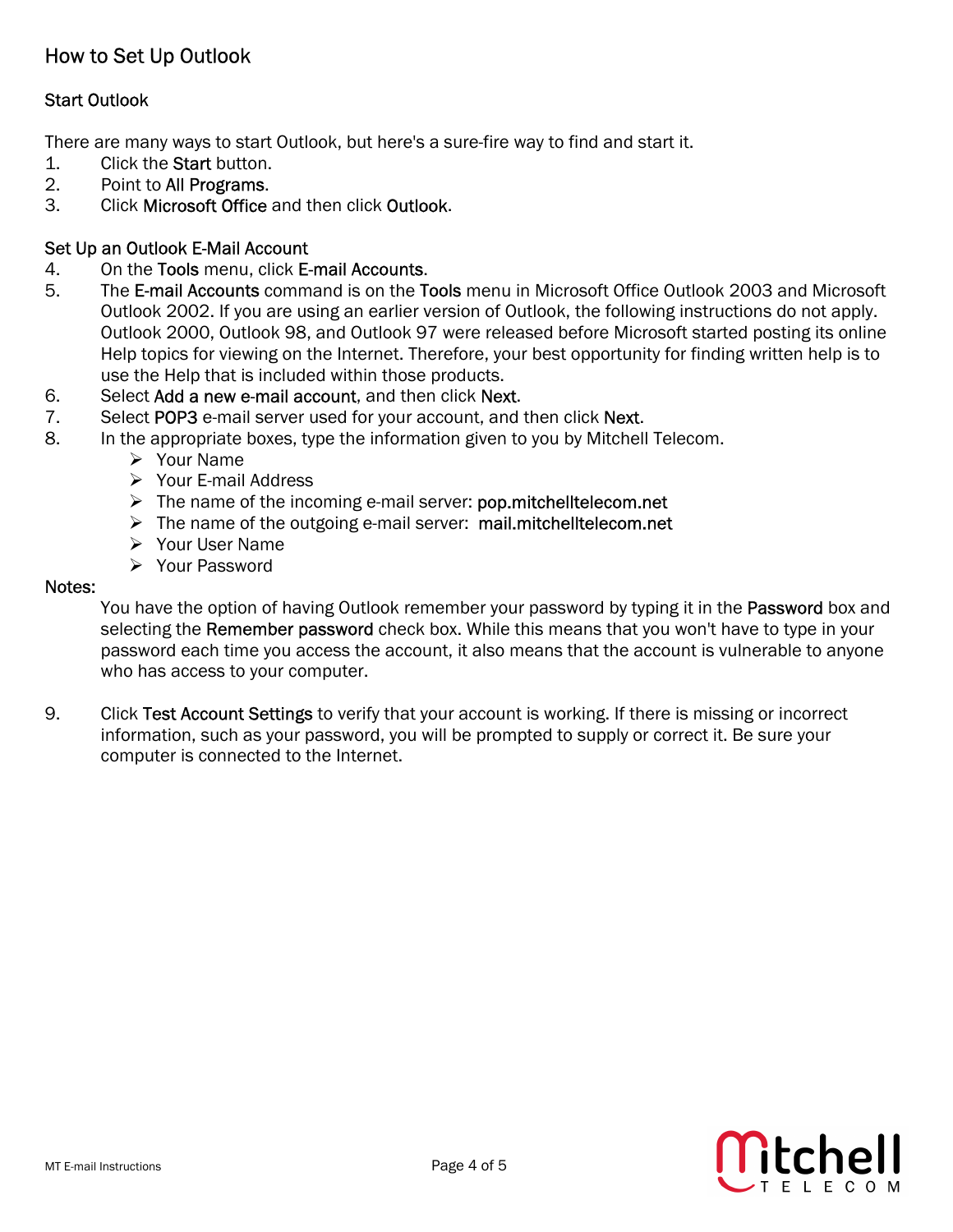# How to Set Up Outlook

## Start Outlook

There are many ways to start Outlook, but here's a sure-fire way to find and start it.

1. Click the **Start** button.
2. Point to **All Programs**.
3. Click **Microsoft Office** and then click **Outlook**.

## Set Up an Outlook E-Mail Account

4. On the **Tools** menu, click **E-mail Accounts**.
5. The **E-mail Accounts** command is on the **Tools** menu in Microsoft Office Outlook 2003 and Microsoft Outlook 2002. If you are using an earlier version of Outlook, the following instructions do not apply. Outlook 2000, Outlook 98, and Outlook 97 were released before Microsoft started posting its online Help topics for viewing on the Internet. Therefore, your best opportunity for finding written help is to use the Help that is included within those products.
6. Select **Add a new e-mail account**, and then click **Next**.
7. Select **POP3** e-mail server used for your account, and then click **Next**.
8. In the appropriate boxes, type the information given to you by Mitchell Telecom.
   - Your Name
   - Your E-mail Address
   - The name of the incoming e-mail server: **pop.mitchelltelecom.net**
   - The name of the outgoing e-mail server: **mail.mitchelltelecom.net**
   - Your User Name
   - Your Password

**Notes:**

You have the option of having Outlook remember your password by typing it in the **Password** box and selecting the **Remember password** check box. While this means that you won't have to type in your password each time you access the account, it also means that the account is vulnerable to anyone who has access to your computer.

9. Click **Test Account Settings** to verify that your account is working. If there is missing or incorrect information, such as your password, you will be prompted to supply or correct it. Be sure your computer is connected to the Internet.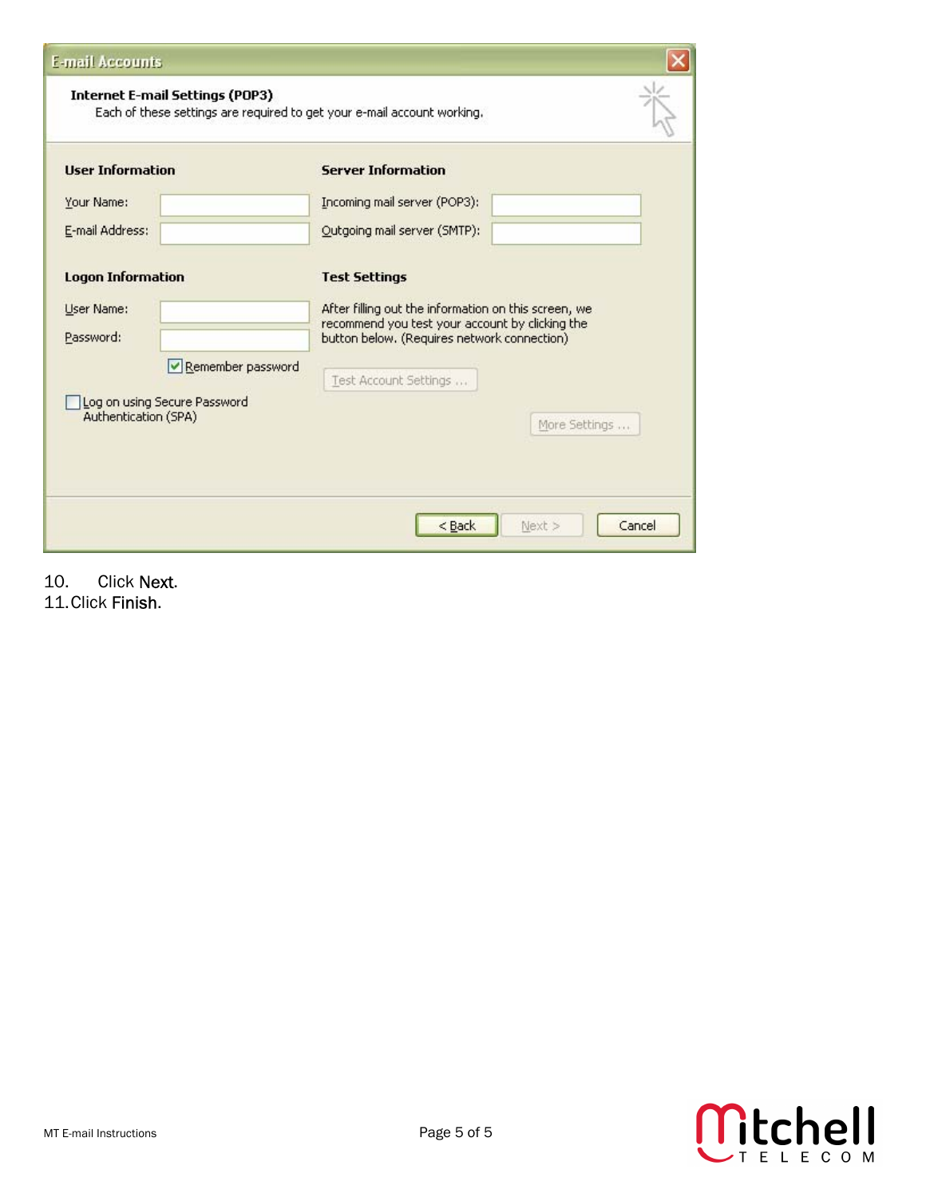10. Click **Next**.
11. Click **Finish**.